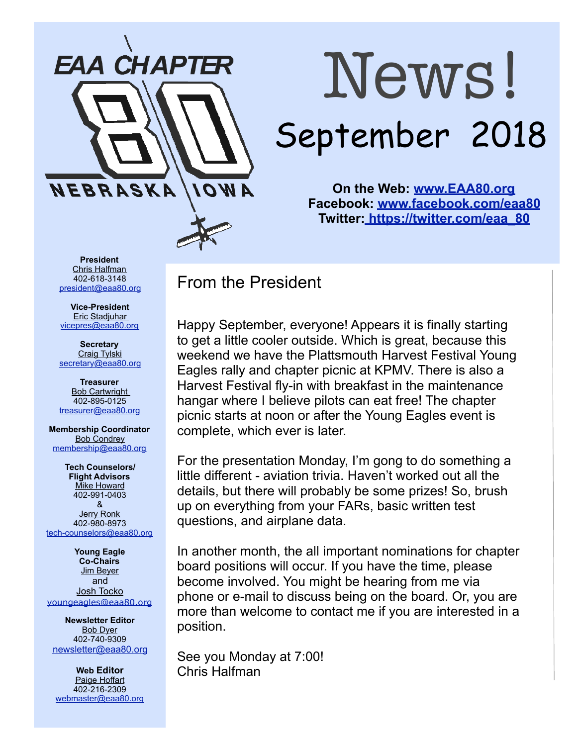# EAA CHAPTER 80 NEBRASKA IOWA

# News!

## September 2018

**On the Web: www.EAA80.org**
**Facebook: www.facebook.com/eaa80**
**Twitter: https://twitter.com/eaa_80**

**President**
Chris Halfman
402-618-3148
president@eaa80.org

**Vice-President**
Eric Stadjuhar
vicepres@eaa80.org

**Secretary**
Craig Tylski
secretary@eaa80.org

**Treasurer**
Bob Cartwright
402-895-0125
treasurer@eaa80.org

**Membership Coordinator**
Bob Condrey
membership@eaa80.org

**Tech Counselors/ Flight Advisors**
Mike Howard
402-991-0403
&
Jerry Ronk
402-980-8973
tech-counselors@eaa80.org

**Young Eagle Co-Chairs**
Jim Beyer
and
Josh Tocko
youngeagles@eaa80.org

**Newsletter Editor**
Bob Dyer
402-740-9309
newsletter@eaa80.org

**Web Editor**
Paige Hoffart
402-216-2309
webmaster@eaa80.org

## From the President

Happy September, everyone! Appears it is finally starting to get a little cooler outside. Which is great, because this weekend we have the Plattsmouth Harvest Festival Young Eagles rally and chapter picnic at KPMV. There is also a Harvest Festival fly-in with breakfast in the maintenance hangar where I believe pilots can eat free! The chapter picnic starts at noon or after the Young Eagles event is complete, which ever is later.

For the presentation Monday, I'm gong to do something a little different - aviation trivia. Haven't worked out all the details, but there will probably be some prizes! So, brush up on everything from your FARs, basic written test questions, and airplane data.

In another month, the all important nominations for chapter board positions will occur. If you have the time, please become involved. You might be hearing from me via phone or e-mail to discuss being on the board. Or, you are more than welcome to contact me if you are interested in a position.

See you Monday at 7:00!
Chris Halfman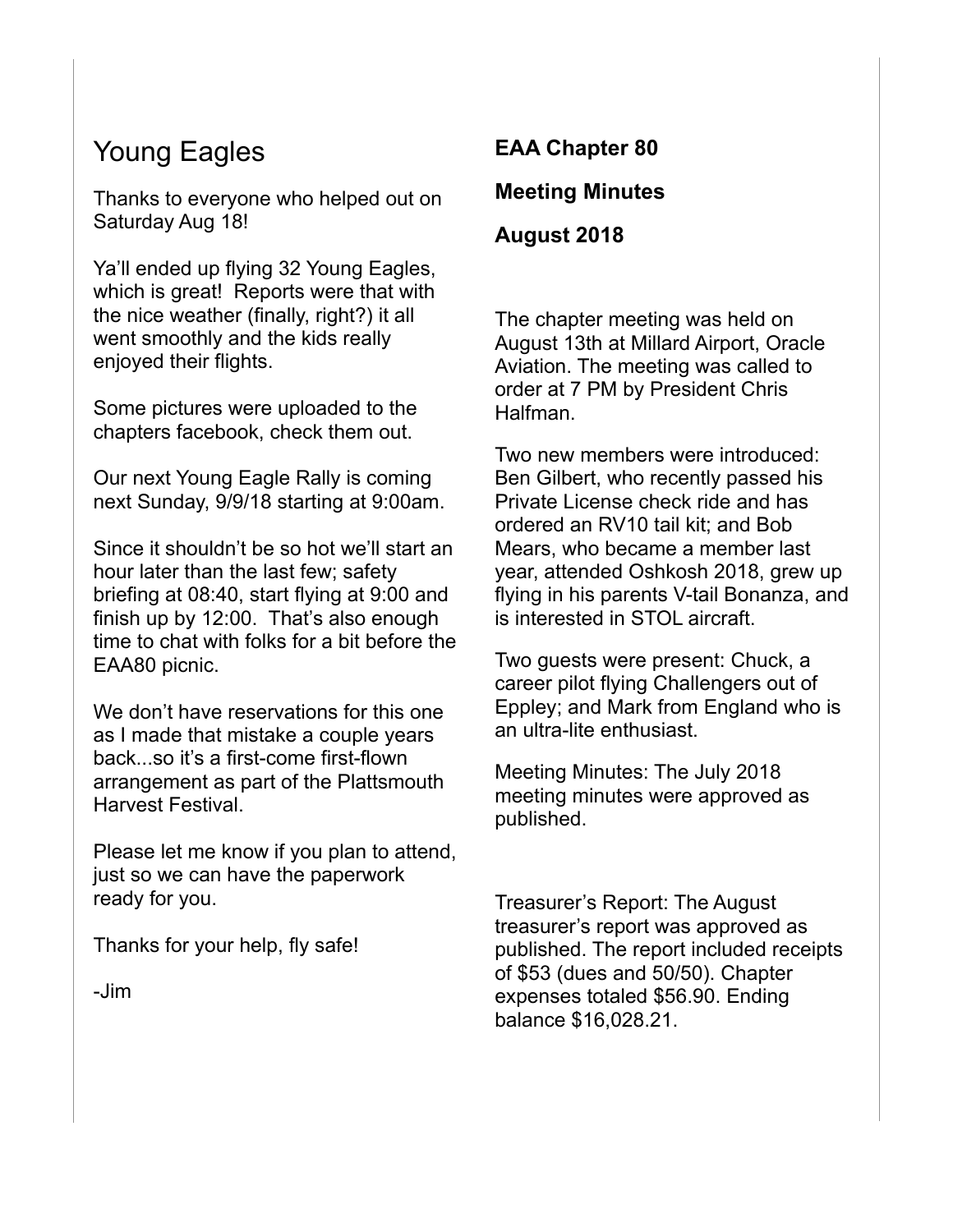## Young Eagles

Thanks to everyone who helped out on Saturday Aug 18!

Ya'll ended up flying 32 Young Eagles, which is great! Reports were that with the nice weather (finally, right?) it all went smoothly and the kids really enjoyed their flights.

Some pictures were uploaded to the chapters facebook, check them out.

Our next Young Eagle Rally is coming next Sunday, 9/9/18 starting at 9:00am.

Since it shouldn't be so hot we'll start an hour later than the last few; safety briefing at 08:40, start flying at 9:00 and finish up by 12:00. That's also enough time to chat with folks for a bit before the EAA80 picnic.

We don't have reservations for this one as I made that mistake a couple years back...so it's a first-come first-flown arrangement as part of the Plattsmouth Harvest Festival.

Please let me know if you plan to attend, just so we can have the paperwork ready for you.

Thanks for your help, fly safe!

-Jim

**EAA Chapter 80**

**Meeting Minutes**

**August 2018**

The chapter meeting was held on August 13th at Millard Airport, Oracle Aviation. The meeting was called to order at 7 PM by President Chris Halfman.

Two new members were introduced: Ben Gilbert, who recently passed his Private License check ride and has ordered an RV10 tail kit; and Bob Mears, who became a member last year, attended Oshkosh 2018, grew up flying in his parents V-tail Bonanza, and is interested in STOL aircraft.

Two guests were present: Chuck, a career pilot flying Challengers out of Eppley; and Mark from England who is an ultra-lite enthusiast.

Meeting Minutes: The July 2018 meeting minutes were approved as published.

Treasurer's Report: The August treasurer's report was approved as published. The report included receipts of $53 (dues and 50/50). Chapter expenses totaled $56.90. Ending balance $16,028.21.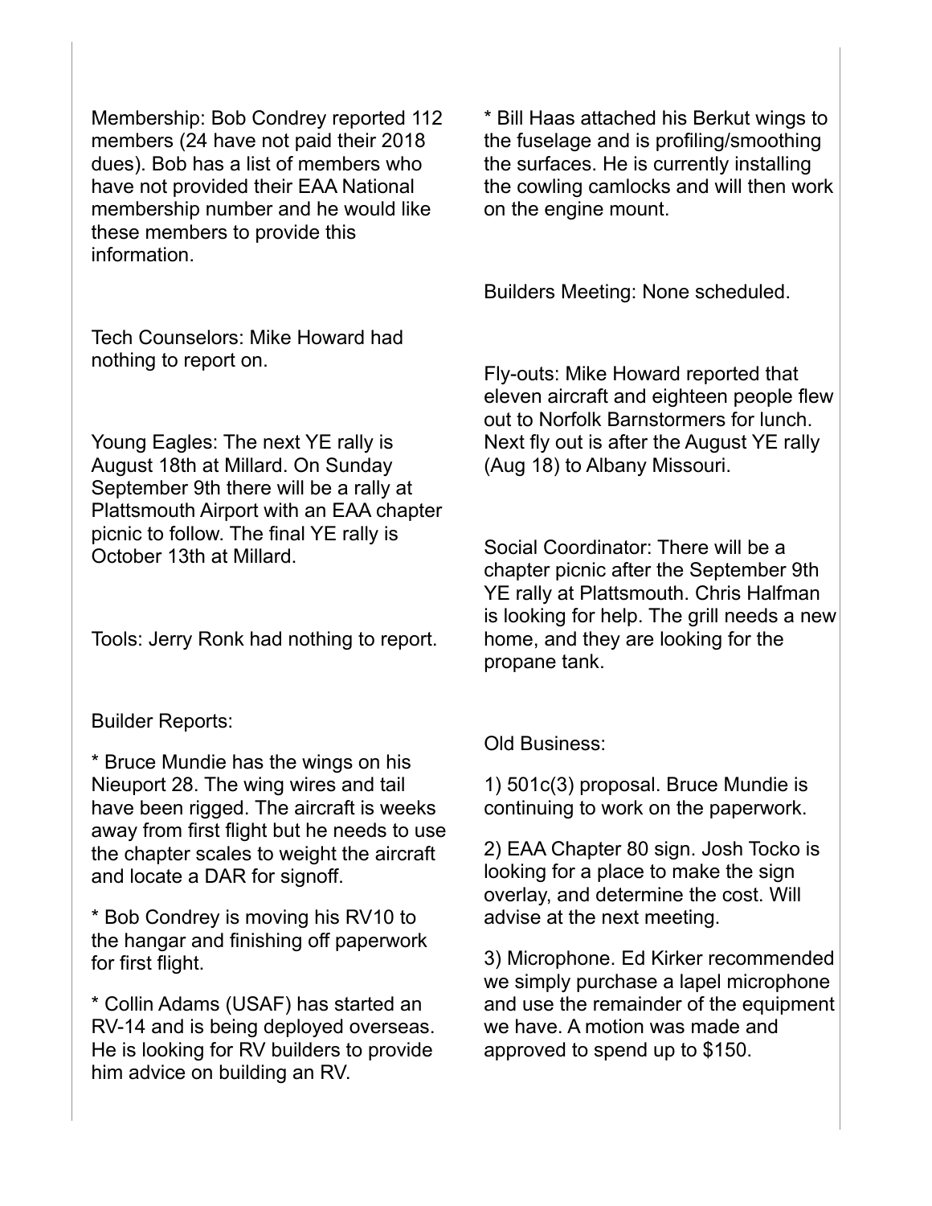Membership: Bob Condrey reported 112 members (24 have not paid their 2018 dues). Bob has a list of members who have not provided their EAA National membership number and he would like these members to provide this information.

Tech Counselors: Mike Howard had nothing to report on.

Young Eagles: The next YE rally is August 18th at Millard. On Sunday September 9th there will be a rally at Plattsmouth Airport with an EAA chapter picnic to follow. The final YE rally is October 13th at Millard.

Tools: Jerry Ronk had nothing to report.

Builder Reports:

* Bruce Mundie has the wings on his Nieuport 28. The wing wires and tail have been rigged. The aircraft is weeks away from first flight but he needs to use the chapter scales to weight the aircraft and locate a DAR for signoff.

* Bob Condrey is moving his RV10 to the hangar and finishing off paperwork for first flight.

* Collin Adams (USAF) has started an RV-14 and is being deployed overseas. He is looking for RV builders to provide him advice on building an RV.

* Bill Haas attached his Berkut wings to the fuselage and is profiling/smoothing the surfaces. He is currently installing the cowling camlocks and will then work on the engine mount.

Builders Meeting: None scheduled.

Fly-outs: Mike Howard reported that eleven aircraft and eighteen people flew out to Norfolk Barnstormers for lunch. Next fly out is after the August YE rally (Aug 18) to Albany Missouri.

Social Coordinator: There will be a chapter picnic after the September 9th YE rally at Plattsmouth. Chris Halfman is looking for help. The grill needs a new home, and they are looking for the propane tank.

Old Business:

1) 501c(3) proposal. Bruce Mundie is continuing to work on the paperwork.

2) EAA Chapter 80 sign. Josh Tocko is looking for a place to make the sign overlay, and determine the cost. Will advise at the next meeting.

3) Microphone. Ed Kirker recommended we simply purchase a lapel microphone and use the remainder of the equipment we have. A motion was made and approved to spend up to $150.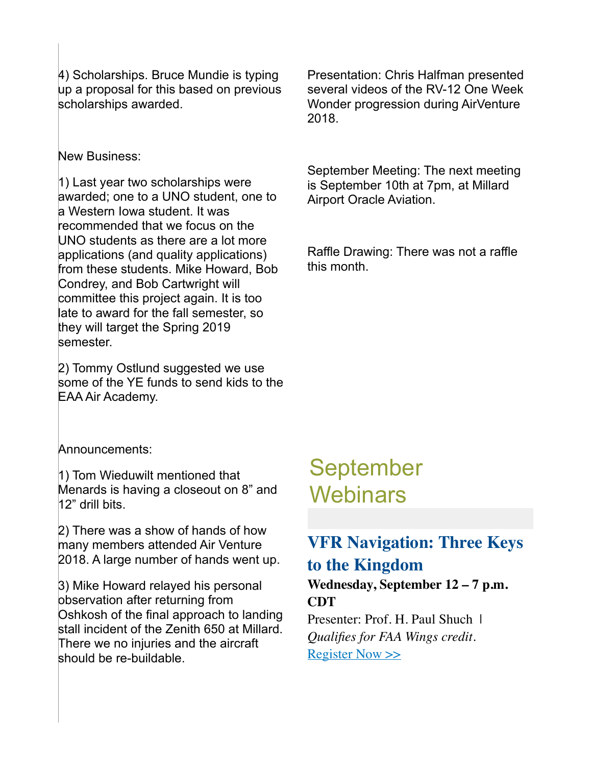4) Scholarships. Bruce Mundie is typing up a proposal for this based on previous scholarships awarded.

New Business:

1) Last year two scholarships were awarded; one to a UNO student, one to a Western Iowa student. It was recommended that we focus on the UNO students as there are a lot more applications (and quality applications) from these students. Mike Howard, Bob Condrey, and Bob Cartwright will committee this project again. It is too late to award for the fall semester, so they will target the Spring 2019 semester.

2) Tommy Ostlund suggested we use some of the YE funds to send kids to the EAA Air Academy.

Announcements:

1) Tom Wieduwilt mentioned that Menards is having a closeout on 8" and 12" drill bits.

2) There was a show of hands of how many members attended Air Venture 2018. A large number of hands went up.

3) Mike Howard relayed his personal observation after returning from Oshkosh of the final approach to landing stall incident of the Zenith 650 at Millard. There we no injuries and the aircraft should be re-buildable.

Presentation: Chris Halfman presented several videos of the RV-12 One Week Wonder progression during AirVenture 2018.

September Meeting: The next meeting is September 10th at 7pm, at Millard Airport Oracle Aviation.

Raffle Drawing: There was not a raffle this month.

# September Webinars

## VFR Navigation: Three Keys to the Kingdom

**Wednesday, September 12 – 7 p.m. CDT**

Presenter: Prof. H. Paul Shuch | *Qualifies for FAA Wings credit.*

Register Now >>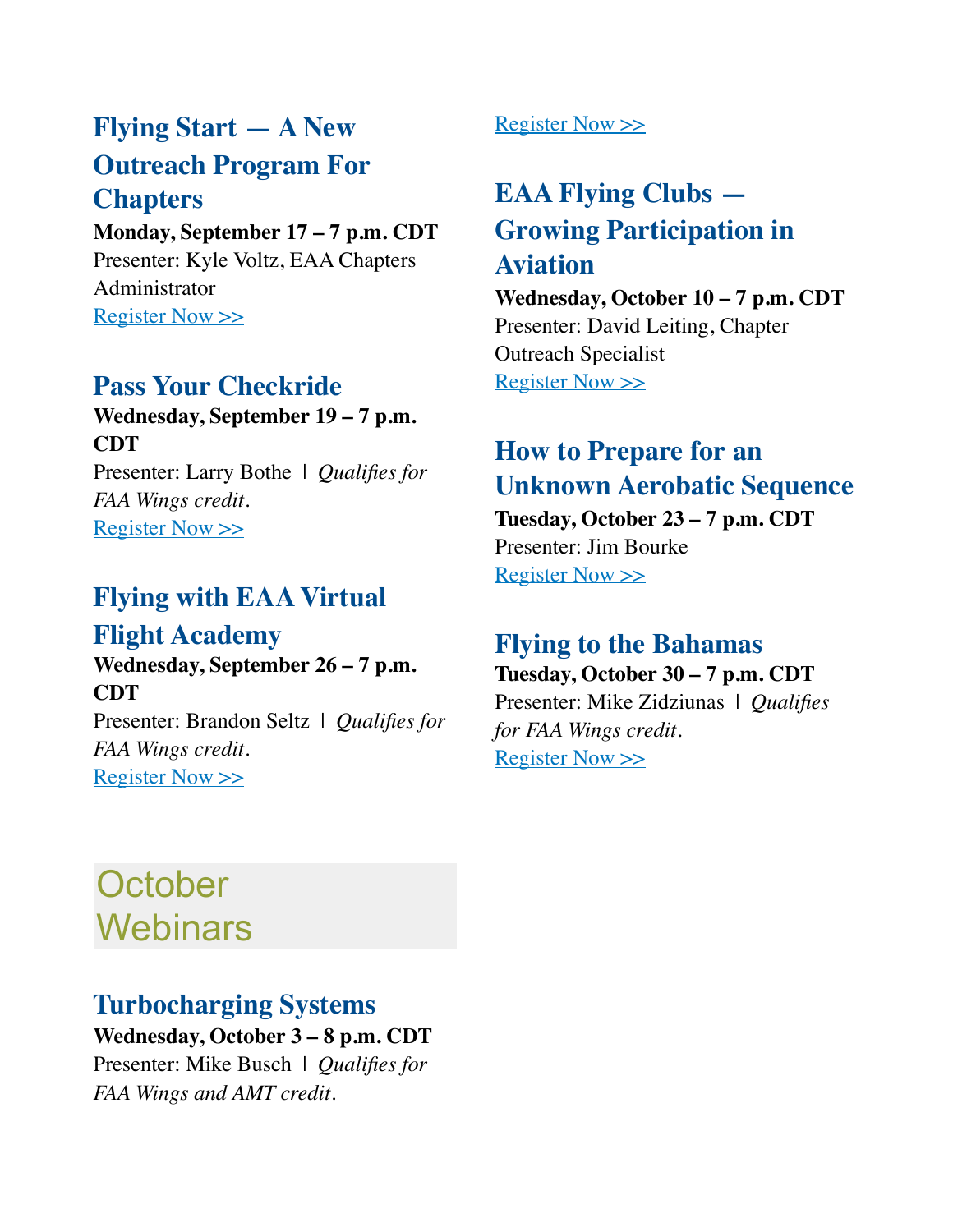### Flying Start — A New Outreach Program For Chapters

**Monday, September 17 – 7 p.m. CDT**
Presenter: Kyle Voltz, EAA Chapters Administrator
Register Now >>

### Pass Your Checkride

**Wednesday, September 19 – 7 p.m. CDT**
Presenter: Larry Bothe | *Qualifies for FAA Wings credit.*
Register Now >>

### Flying with EAA Virtual Flight Academy

**Wednesday, September 26 – 7 p.m. CDT**
Presenter: Brandon Seltz | *Qualifies for FAA Wings credit.*
Register Now >>

## October Webinars

### Turbocharging Systems

**Wednesday, October 3 – 8 p.m. CDT**
Presenter: Mike Busch | *Qualifies for FAA Wings and AMT credit.*
Register Now >>

### EAA Flying Clubs — Growing Participation in Aviation

**Wednesday, October 10 – 7 p.m. CDT**
Presenter: David Leiting, Chapter Outreach Specialist
Register Now >>

### How to Prepare for an Unknown Aerobatic Sequence

**Tuesday, October 23 – 7 p.m. CDT**
Presenter: Jim Bourke
Register Now >>

### Flying to the Bahamas

**Tuesday, October 30 – 7 p.m. CDT**
Presenter: Mike Zidziunas | *Qualifies for FAA Wings credit.*
Register Now >>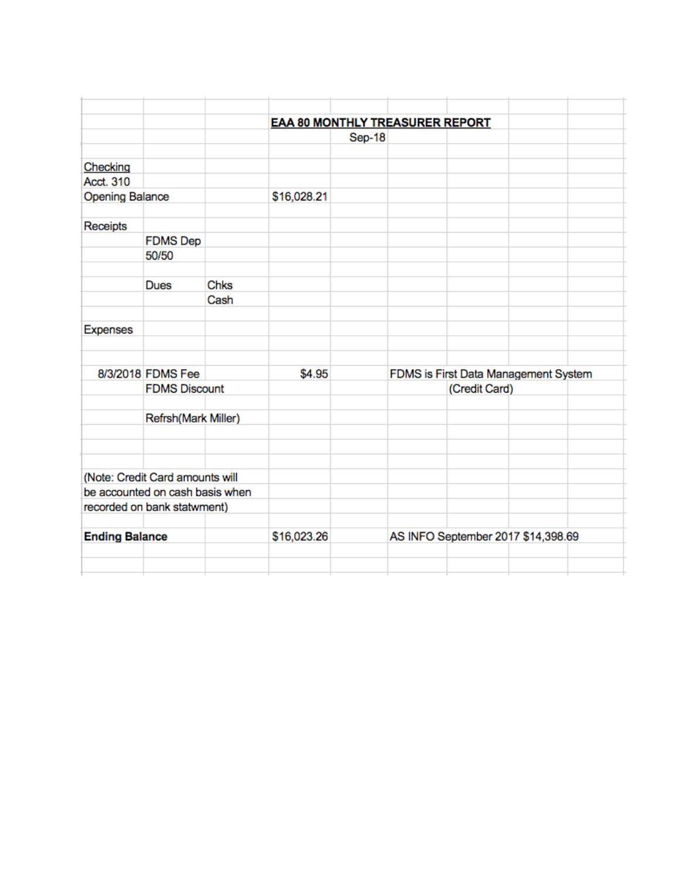## EAA 80 MONTHLY TREASURER REPORT

Sep-18

| | | | | | | | | |
|---|---|---|---|---|---|---|---|---|
| Checking | | | | | | | | |
| Acct. 310 | | | | | | | | |
| Opening Balance | | | $16,028.21 | | | | | |
| | | | | | | | | |
| Receipts | | | | | | | | |
| | FDMS Dep | | | | | | | |
| | 50/50 | | | | | | | |
| | | | | | | | | |
| | Dues | Chks | | | | | | |
| | | Cash | | | | | | |
| | | | | | | | | |
| Expenses | | | | | | | | |
| | | | | | | | | |
| | | | | | | | | |
| 8/3/2018 | FDMS Fee | | $4.95 | | FDMS is First Data Management System | | | |
| | FDMS Discount | | | | | (Credit Card) | | |
| | | | | | | | | |
| | Refrsh(Mark Miller) | | | | | | | |
| | | | | | | | | |
| | | | | | | | | |
| (Note: Credit Card amounts will be accounted on cash basis when recorded on bank statwment) | | | | | | | | |
| | | | | | | | | |
| **Ending Balance** | | | $16,023.26 | | AS INFO September 2017 $14,398.69 | | | |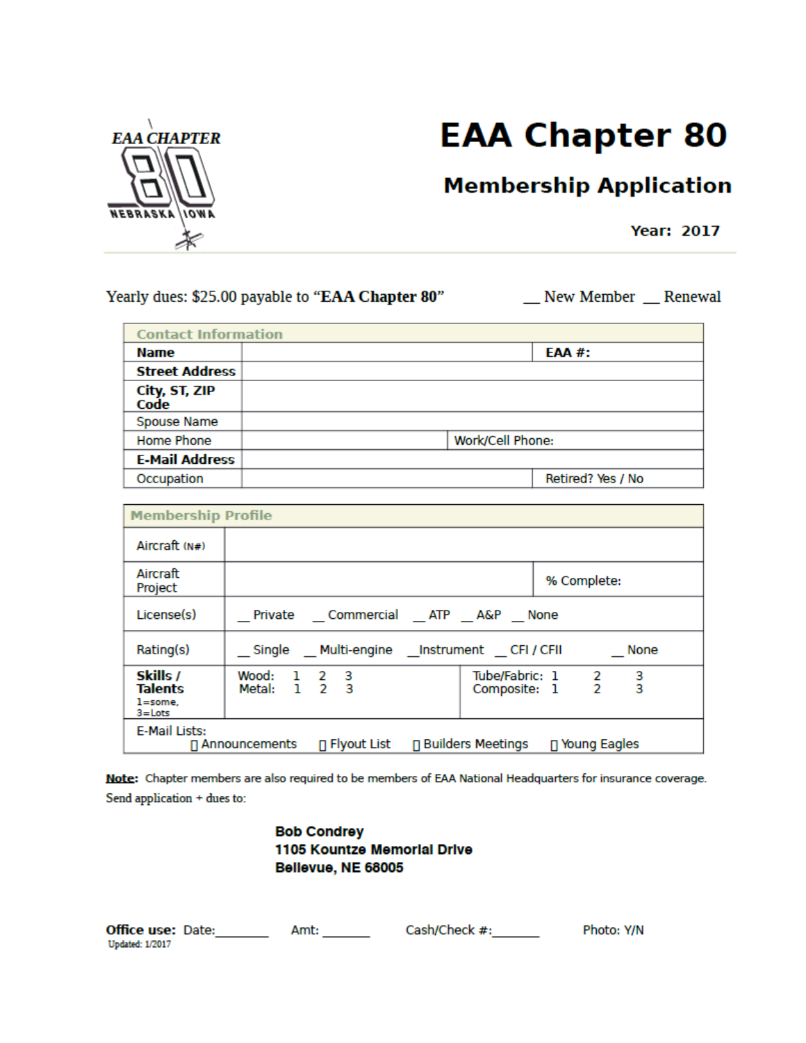EAA CHAPTER 80 NEBRASKA IOWA

# EAA Chapter 80

## Membership Application

**Year: 2017**

Yearly dues: $25.00 payable to "**EAA Chapter 80**" __ New Member __ Renewal

| Contact Information | | | |
|---|---|---|---|
| **Name** | | **EAA #:** | |
| **Street Address** | | | |
| **City, ST, ZIP Code** | | | |
| Spouse Name | | | |
| Home Phone | | Work/Cell Phone: | |
| **E-Mail Address** | | | |
| Occupation | | Retired? Yes / No | |

| Membership Profile | | |
|---|---|---|
| Aircraft (N#) | | |
| Aircraft Project | | % Complete: |
| License(s) | __ Private __ Commercial __ ATP __ A&P __ None | |
| Rating(s) | __ Single __ Multi-engine __Instrument __ CFI / CFII __ None | |
| **Skills / Talents** 1=some, 3=Lots | Wood: 1 2 3<br>Metal: 1 2 3 | Tube/Fabric: 1 2 3<br>Composite: 1 2 3 |
| E-Mail Lists: ▯ Announcements ▯ Flyout List ▯ Builders Meetings ▯ Young Eagles | | |

**Note:** Chapter members are also required to be members of EAA National Headquarters for insurance coverage.

Send application + dues to:

**Bob Condrey**
**1105 Kountze Memorial Drive**
**Bellevue, NE 68005**

**Office use:** Date:_______ Amt: _______ Cash/Check #:_______ Photo: Y/N

Updated: 1/2017